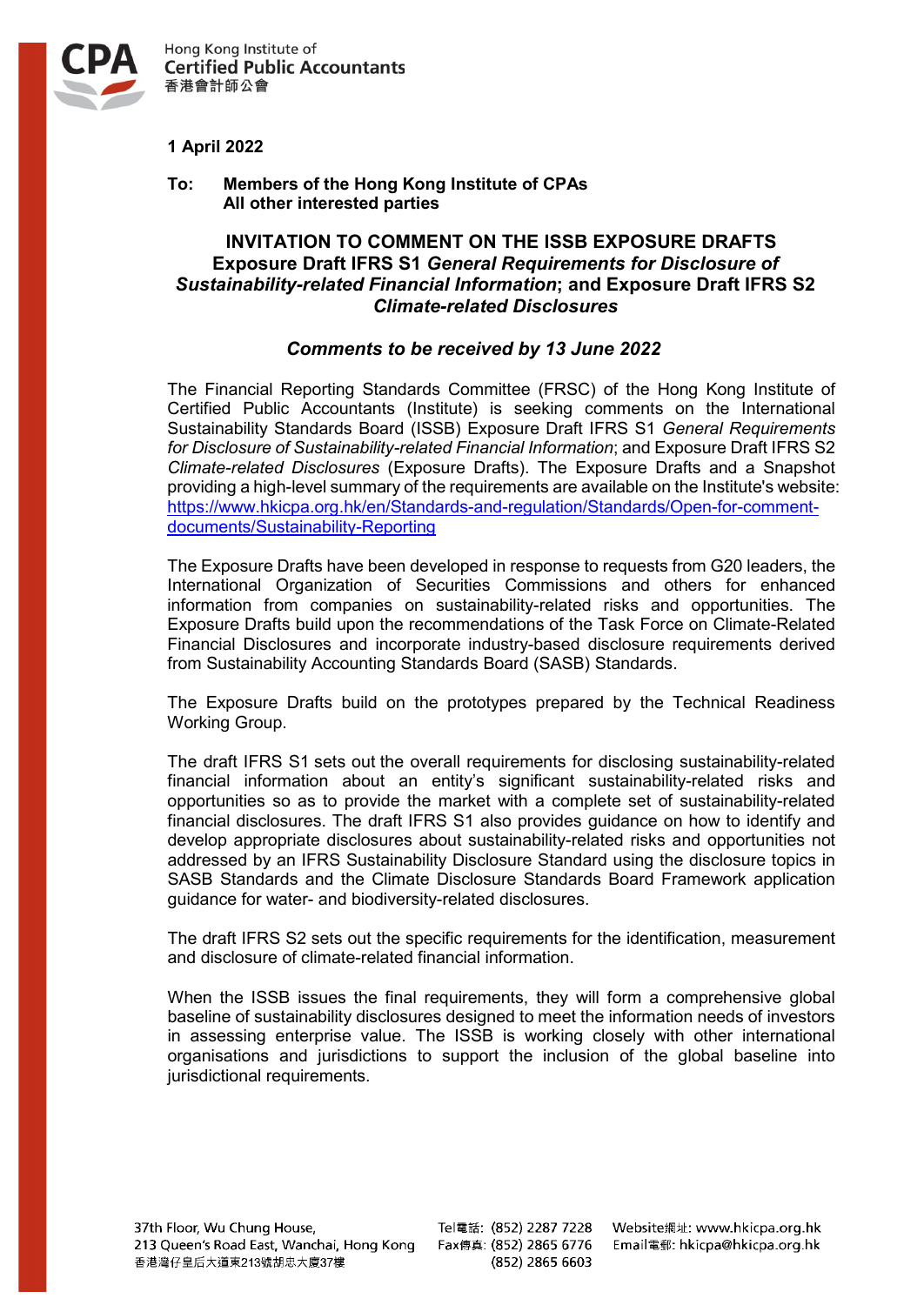Hong Kong Institute of
Certified Public Accountants
香港會計師公會

**1 April 2022**

**To: Members of the Hong Kong Institute of CPAs**
**All other interested parties**

# INVITATION TO COMMENT ON THE ISSB EXPOSURE DRAFTS

## Exposure Draft IFRS S1 *General Requirements for Disclosure of Sustainability-related Financial Information*; and Exposure Draft IFRS S2 *Climate-related Disclosures*

***Comments to be received by 13 June 2022***

The Financial Reporting Standards Committee (FRSC) of the Hong Kong Institute of Certified Public Accountants (Institute) is seeking comments on the International Sustainability Standards Board (ISSB) Exposure Draft IFRS S1 *General Requirements for Disclosure of Sustainability-related Financial Information*; and Exposure Draft IFRS S2 *Climate-related Disclosures* (Exposure Drafts). The Exposure Drafts and a Snapshot providing a high-level summary of the requirements are available on the Institute's website: https://www.hkicpa.org.hk/en/Standards-and-regulation/Standards/Open-for-comment-documents/Sustainability-Reporting

The Exposure Drafts have been developed in response to requests from G20 leaders, the International Organization of Securities Commissions and others for enhanced information from companies on sustainability-related risks and opportunities. The Exposure Drafts build upon the recommendations of the Task Force on Climate-Related Financial Disclosures and incorporate industry-based disclosure requirements derived from Sustainability Accounting Standards Board (SASB) Standards.

The Exposure Drafts build on the prototypes prepared by the Technical Readiness Working Group.

The draft IFRS S1 sets out the overall requirements for disclosing sustainability-related financial information about an entity's significant sustainability-related risks and opportunities so as to provide the market with a complete set of sustainability-related financial disclosures. The draft IFRS S1 also provides guidance on how to identify and develop appropriate disclosures about sustainability-related risks and opportunities not addressed by an IFRS Sustainability Disclosure Standard using the disclosure topics in SASB Standards and the Climate Disclosure Standards Board Framework application guidance for water- and biodiversity-related disclosures.

The draft IFRS S2 sets out the specific requirements for the identification, measurement and disclosure of climate-related financial information.

When the ISSB issues the final requirements, they will form a comprehensive global baseline of sustainability disclosures designed to meet the information needs of investors in assessing enterprise value. The ISSB is working closely with other international organisations and jurisdictions to support the inclusion of the global baseline into jurisdictional requirements.

37th Floor, Wu Chung House,
213 Queen's Road East, Wanchai, Hong Kong
香港灣仔皇后大道東213號胡忠大廈37樓

Tel電話: (852) 2287 7228
Fax傳真: (852) 2865 6776
(852) 2865 6603

Website網址: www.hkicpa.org.hk
Email電郵: hkicpa@hkicpa.org.hk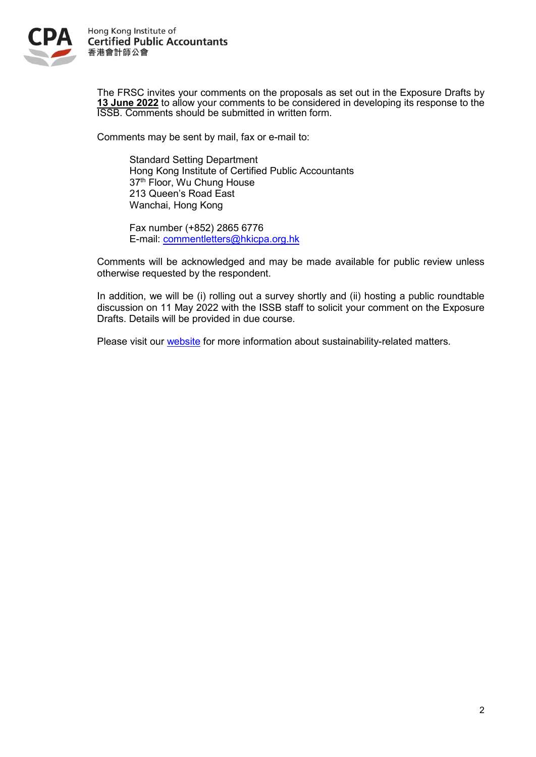The FRSC invites your comments on the proposals as set out in the Exposure Drafts by **13 June 2022** to allow your comments to be considered in developing its response to the ISSB. Comments should be submitted in written form.

Comments may be sent by mail, fax or e-mail to:

Standard Setting Department
Hong Kong Institute of Certified Public Accountants
37th Floor, Wu Chung House
213 Queen's Road East
Wanchai, Hong Kong

Fax number (+852) 2865 6776
E-mail: commentletters@hkicpa.org.hk

Comments will be acknowledged and may be made available for public review unless otherwise requested by the respondent.

In addition, we will be (i) rolling out a survey shortly and (ii) hosting a public roundtable discussion on 11 May 2022 with the ISSB staff to solicit your comment on the Exposure Drafts. Details will be provided in due course.

Please visit our website for more information about sustainability-related matters.